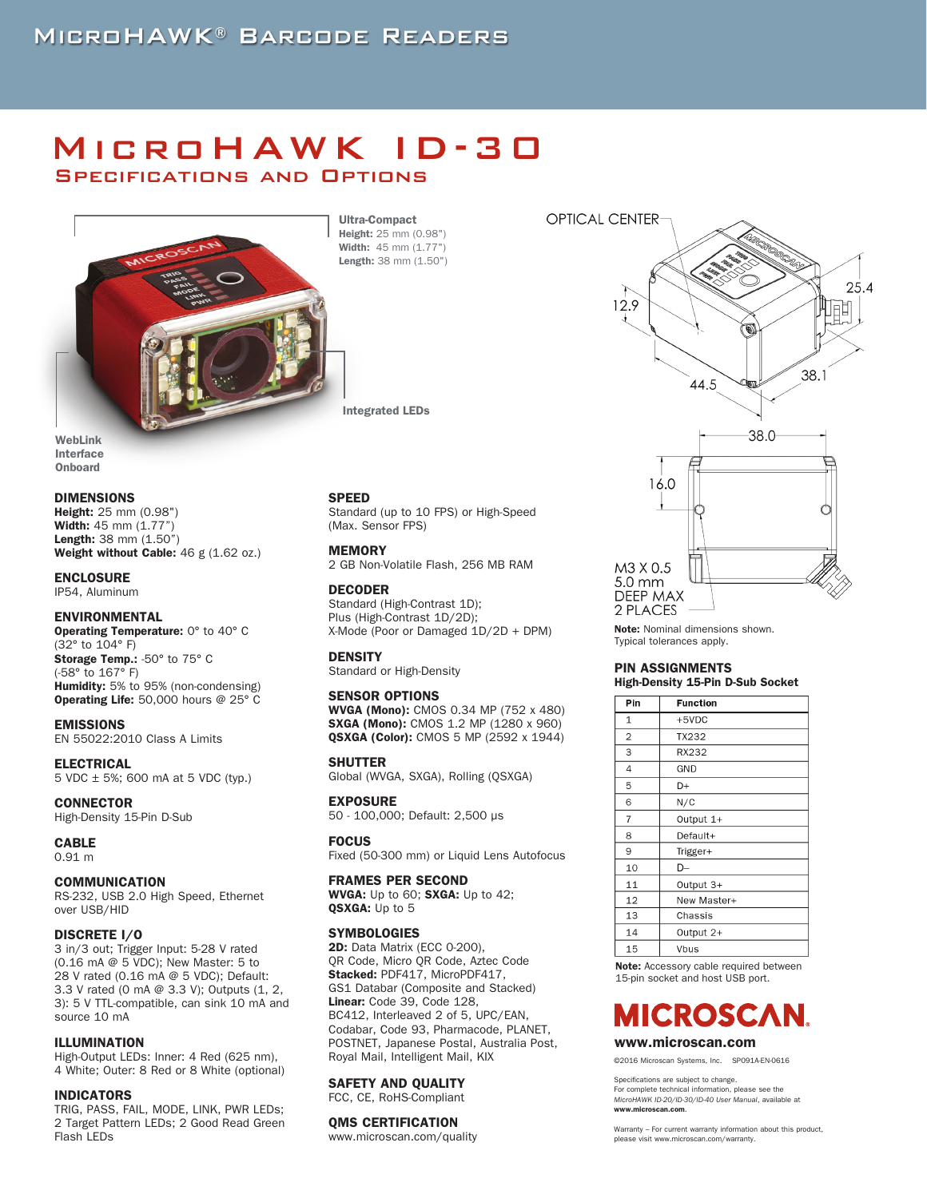# MicroHAWK ID-30

## Specifications and Options

**Ultra-Compact**
**Height:** 25 mm (0.98")
**Width:** 45 mm (1.77")
**Length:** 38 mm (1.50")

**Integrated LEDs**

**WebLink Interface Onboard**

OPTICAL CENTER
12.9
25.4
44.5
38.1
38.0
16.0
M3 X 0.5
5.0 mm
DEEP MAX
2 PLACES

**Note:** Nominal dimensions shown. Typical tolerances apply.

### DIMENSIONS
**Height:** 25 mm (0.98")
**Width:** 45 mm (1.77")
**Length:** 38 mm (1.50")
**Weight without Cable:** 46 g (1.62 oz.)

### ENCLOSURE
IP54, Aluminum

### ENVIRONMENTAL
**Operating Temperature:** 0° to 40° C (32° to 104° F)
**Storage Temp.:** -50° to 75° C (-58° to 167° F)
**Humidity:** 5% to 95% (non-condensing)
**Operating Life:** 50,000 hours @ 25° C

### EMISSIONS
EN 55022:2010 Class A Limits

### ELECTRICAL
5 VDC ± 5%; 600 mA at 5 VDC (typ.)

### CONNECTOR
High-Density 15-Pin D-Sub

### CABLE
0.91 m

### COMMUNICATION
RS-232, USB 2.0 High Speed, Ethernet over USB/HID

### DISCRETE I/O
3 in/3 out; Trigger Input: 5-28 V rated (0.16 mA @ 5 VDC); New Master: 5 to 28 V rated (0.16 mA @ 5 VDC); Default: 3.3 V rated (0 mA @ 3.3 V); Outputs (1, 2, 3): 5 V TTL-compatible, can sink 10 mA and source 10 mA

### ILLUMINATION
High-Output LEDs: Inner: 4 Red (625 nm), 4 White; Outer: 8 Red or 8 White (optional)

### INDICATORS
TRIG, PASS, FAIL, MODE, LINK, PWR LEDs; 2 Target Pattern LEDs; 2 Good Read Green Flash LEDs

### SPEED
Standard (up to 10 FPS) or High-Speed (Max. Sensor FPS)

### MEMORY
2 GB Non-Volatile Flash, 256 MB RAM

### DECODER
Standard (High-Contrast 1D);
Plus (High-Contrast 1D/2D);
X-Mode (Poor or Damaged 1D/2D + DPM)

### DENSITY
Standard or High-Density

### SENSOR OPTIONS
**WVGA (Mono):** CMOS 0.34 MP (752 x 480)
**SXGA (Mono):** CMOS 1.2 MP (1280 x 960)
**QSXGA (Color):** CMOS 5 MP (2592 x 1944)

### SHUTTER
Global (WVGA, SXGA), Rolling (QSXGA)

### EXPOSURE
50 - 100,000; Default: 2,500 µs

### FOCUS
Fixed (50-300 mm) or Liquid Lens Autofocus

### FRAMES PER SECOND
**WVGA:** Up to 60; **SXGA:** Up to 42; **QSXGA:** Up to 5

### SYMBOLOGIES
**2D:** Data Matrix (ECC 0-200), QR Code, Micro QR Code, Aztec Code
**Stacked:** PDF417, MicroPDF417, GS1 Databar (Composite and Stacked)
**Linear:** Code 39, Code 128, BC412, Interleaved 2 of 5, UPC/EAN, Codabar, Code 93, Pharmacode, PLANET, POSTNET, Japanese Postal, Australia Post, Royal Mail, Intelligent Mail, KIX

### SAFETY AND QUALITY
FCC, CE, RoHS-Compliant

### QMS CERTIFICATION
www.microscan.com/quality

### PIN ASSIGNMENTS
**High-Density 15-Pin D-Sub Socket**

| Pin | Function |
|---|---|
| 1 | +5VDC |
| 2 | TX232 |
| 3 | RX232 |
| 4 | GND |
| 5 | D+ |
| 6 | N/C |
| 7 | Output 1+ |
| 8 | Default+ |
| 9 | Trigger+ |
| 10 | D– |
| 11 | Output 3+ |
| 12 | New Master+ |
| 13 | Chassis |
| 14 | Output 2+ |
| 15 | Vbus |

**Note:** Accessory cable required between 15-pin socket and host USB port.

**MICROSCAN.**

**www.microscan.com**

©2016 Microscan Systems, Inc. SP091A-EN-0616

Specifications are subject to change.
For complete technical information, please see the *MicroHAWK ID-20/ID-30/ID-40 User Manual*, available at **www.microscan.com**.

Warranty – For current warranty information about this product, please visit www.microscan.com/warranty.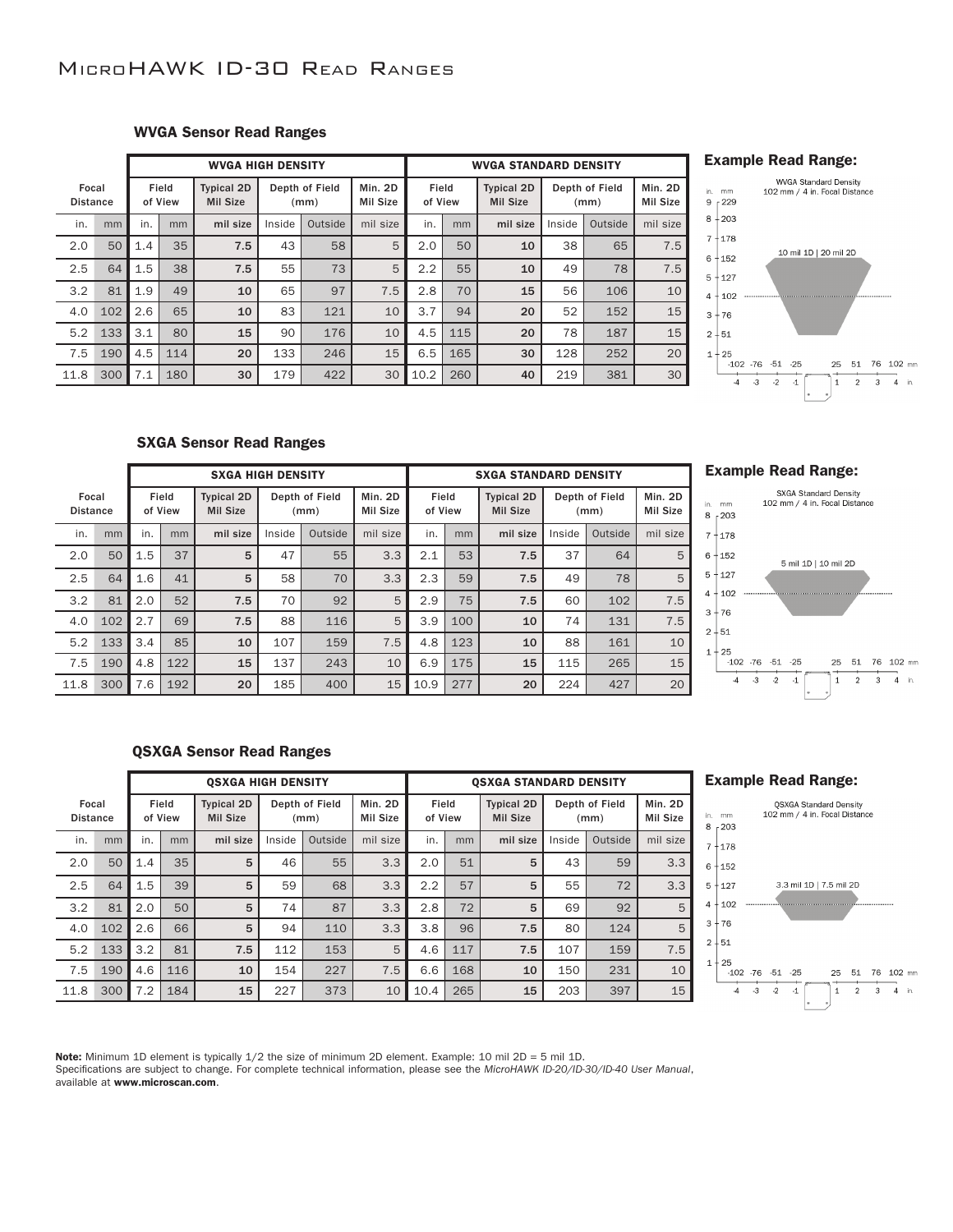# MicroHAWK ID-30 Read Ranges

### WVGA Sensor Read Ranges

| Focal Distance | | WVGA HIGH DENSITY | | | | | | WVGA STANDARD DENSITY | | | | | |
|---|---|---|---|---|---|---|---|---|---|---|---|---|---|
| | | Field of View | | Typical 2D Mil Size | Depth of Field (mm) | | Min. 2D Mil Size | Field of View | | Typical 2D Mil Size | Depth of Field (mm) | | Min. 2D Mil Size |
| in. | mm | in. | mm | mil size | Inside | Outside | mil size | in. | mm | mil size | Inside | Outside | mil size |
| 2.0 | 50 | 1.4 | 35 | 7.5 | 43 | 58 | 5 | 2.0 | 50 | 10 | 38 | 65 | 7.5 |
| 2.5 | 64 | 1.5 | 38 | 7.5 | 55 | 73 | 5 | 2.2 | 55 | 10 | 49 | 78 | 7.5 |
| 3.2 | 81 | 1.9 | 49 | 10 | 65 | 97 | 7.5 | 2.8 | 70 | 15 | 56 | 106 | 10 |
| 4.0 | 102 | 2.6 | 65 | 10 | 83 | 121 | 10 | 3.7 | 94 | 20 | 52 | 152 | 15 |
| 5.2 | 133 | 3.1 | 80 | 15 | 90 | 176 | 10 | 4.5 | 115 | 20 | 78 | 187 | 15 |
| 7.5 | 190 | 4.5 | 114 | 20 | 133 | 246 | 15 | 6.5 | 165 | 30 | 128 | 252 | 20 |
| 11.8 | 300 | 7.1 | 180 | 30 | 179 | 422 | 30 | 10.2 | 260 | 40 | 219 | 381 | 30 |

**Example Read Range:**

WVGA Standard Density
102 mm / 4 in. Focal Distance

10 mil 1D | 20 mil 2D

in. mm
9 229
8 203
7 178
6 152
5 127
4 102
3 76
2 51
1 25

-102 -76 -51 -25 25 51 76 102 mm
-4 -3 -2 -1 1 2 3 4 in.

### SXGA Sensor Read Ranges

| Focal Distance | | SXGA HIGH DENSITY | | | | | | SXGA STANDARD DENSITY | | | | | |
|---|---|---|---|---|---|---|---|---|---|---|---|---|---|
| | | Field of View | | Typical 2D Mil Size | Depth of Field (mm) | | Min. 2D Mil Size | Field of View | | Typical 2D Mil Size | Depth of Field (mm) | | Min. 2D Mil Size |
| in. | mm | in. | mm | mil size | Inside | Outside | mil size | in. | mm | mil size | Inside | Outside | mil size |
| 2.0 | 50 | 1.5 | 37 | 5 | 47 | 55 | 3.3 | 2.1 | 53 | 7.5 | 37 | 64 | 5 |
| 2.5 | 64 | 1.6 | 41 | 5 | 58 | 70 | 3.3 | 2.3 | 59 | 7.5 | 49 | 78 | 5 |
| 3.2 | 81 | 2.0 | 52 | 7.5 | 70 | 92 | 5 | 2.9 | 75 | 7.5 | 60 | 102 | 7.5 |
| 4.0 | 102 | 2.7 | 69 | 7.5 | 88 | 116 | 5 | 3.9 | 100 | 10 | 74 | 131 | 7.5 |
| 5.2 | 133 | 3.4 | 85 | 10 | 107 | 159 | 7.5 | 4.8 | 123 | 10 | 88 | 161 | 10 |
| 7.5 | 190 | 4.8 | 122 | 15 | 137 | 243 | 10 | 6.9 | 175 | 15 | 115 | 265 | 15 |
| 11.8 | 300 | 7.6 | 192 | 20 | 185 | 400 | 15 | 10.9 | 277 | 20 | 224 | 427 | 20 |

**Example Read Range:**

SXGA Standard Density
102 mm / 4 in. Focal Distance

5 mil 1D | 10 mil 2D

in. mm
8 203
7 178
6 152
5 127
4 102
3 76
2 51
1 25

-102 -76 -51 -25 25 51 76 102 mm
-4 -3 -2 -1 1 2 3 4 in.

### QSXGA Sensor Read Ranges

| Focal Distance | | QSXGA HIGH DENSITY | | | | | | QSXGA STANDARD DENSITY | | | | | |
|---|---|---|---|---|---|---|---|---|---|---|---|---|---|
| | | Field of View | | Typical 2D Mil Size | Depth of Field (mm) | | Min. 2D Mil Size | Field of View | | Typical 2D Mil Size | Depth of Field (mm) | | Min. 2D Mil Size |
| in. | mm | in. | mm | mil size | Inside | Outside | mil size | in. | mm | mil size | Inside | Outside | mil size |
| 2.0 | 50 | 1.4 | 35 | 5 | 46 | 55 | 3.3 | 2.0 | 51 | 5 | 43 | 59 | 3.3 |
| 2.5 | 64 | 1.5 | 39 | 5 | 59 | 68 | 3.3 | 2.2 | 57 | 5 | 55 | 72 | 3.3 |
| 3.2 | 81 | 2.0 | 50 | 5 | 74 | 87 | 3.3 | 2.8 | 72 | 5 | 69 | 92 | 5 |
| 4.0 | 102 | 2.6 | 66 | 5 | 94 | 110 | 3.3 | 3.8 | 96 | 7.5 | 80 | 124 | 5 |
| 5.2 | 133 | 3.2 | 81 | 7.5 | 112 | 153 | 5 | 4.6 | 117 | 7.5 | 107 | 159 | 7.5 |
| 7.5 | 190 | 4.6 | 116 | 10 | 154 | 227 | 7.5 | 6.6 | 168 | 10 | 150 | 231 | 10 |
| 11.8 | 300 | 7.2 | 184 | 15 | 227 | 373 | 10 | 10.4 | 265 | 15 | 203 | 397 | 15 |

**Example Read Range:**

QSXGA Standard Density
102 mm / 4 in. Focal Distance

3.3 mil 1D | 7.5 mil 2D

in. mm
8 203
7 178
6 152
5 127
4 102
3 76
2 51
1 25

-102 -76 -51 -25 25 51 76 102 mm
-4 -3 -2 -1 1 2 3 4 in.

**Note:** Minimum 1D element is typically 1/2 the size of minimum 2D element. Example: 10 mil 2D = 5 mil 1D.
Specifications are subject to change. For complete technical information, please see the *MicroHAWK ID-20/ID-30/ID-40 User Manual*, available at **www.microscan.com**.